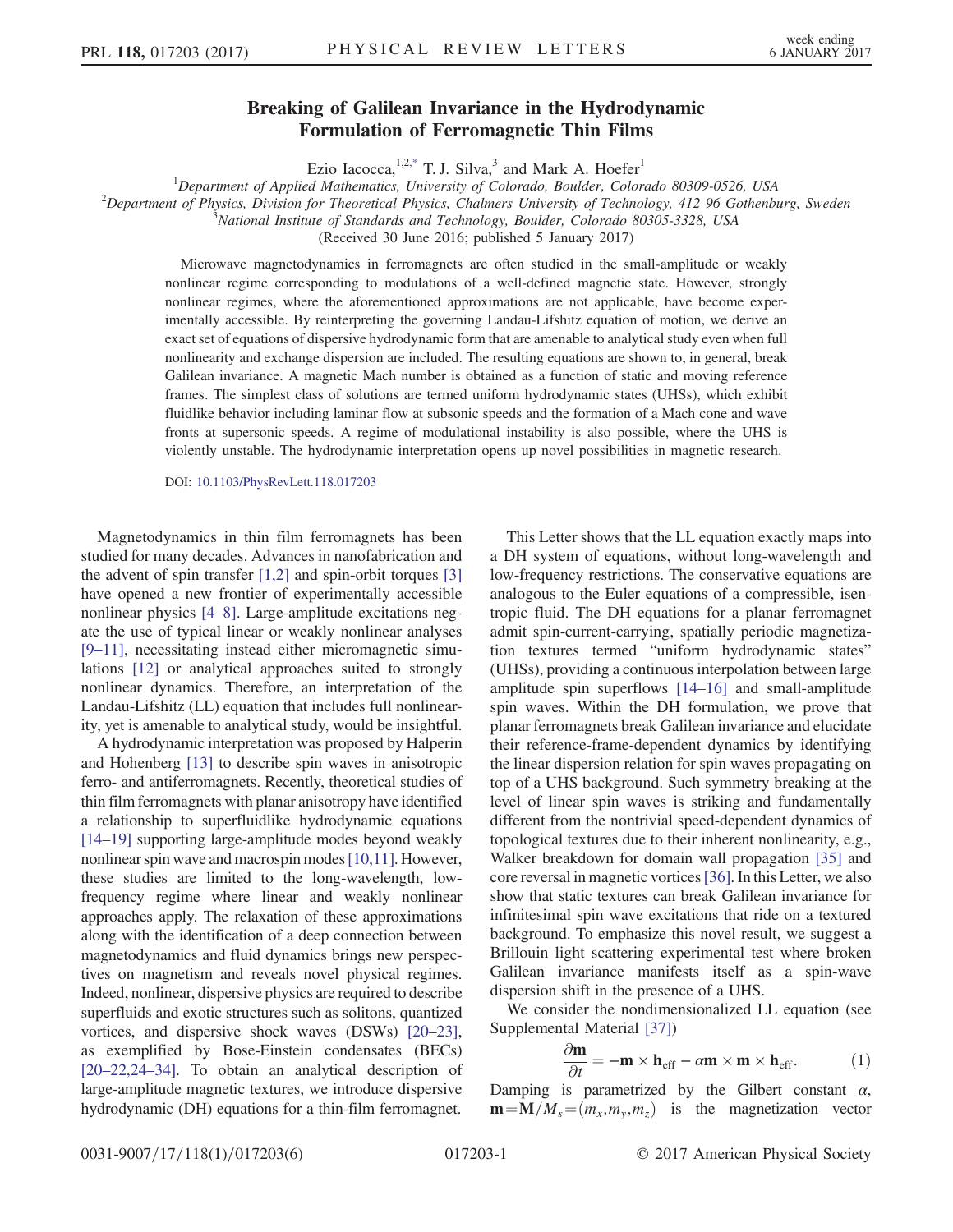# Breaking of Galilean Invariance in the Hydrodynamic Formulation of Ferromagnetic Thin Films

Ezio Iacocca,[1,2,*] T. J. Silva,[3] and Mark A. Hoefer[1]

[1]Department of Applied Mathematics, University of Colorado, Boulder, Colorado 80309-0526, USA

[2]Department of Physics, Division for Theoretical Physics, Chalmers University of Technology, 412 96 Gothenburg, Sweden

[3]National Institute of Standards and Technology, Boulder, Colorado 80305-3328, USA

(Received 30 June 2016; published 5 January 2017)

Microwave magnetodynamics in ferromagnets are often studied in the small-amplitude or weakly nonlinear regime corresponding to modulations of a well-defined magnetic state. However, strongly nonlinear regimes, where the aforementioned approximations are not applicable, have become experimentally accessible. By reinterpreting the governing Landau-Lifshitz equation of motion, we derive an exact set of equations of dispersive hydrodynamic form that are amenable to analytical study even when full nonlinearity and exchange dispersion are included. The resulting equations are shown to, in general, break Galilean invariance. A magnetic Mach number is obtained as a function of static and moving reference frames. The simplest class of solutions are termed uniform hydrodynamic states (UHSs), which exhibit fluidlike behavior including laminar flow at subsonic speeds and the formation of a Mach cone and wave fronts at supersonic speeds. A regime of modulational instability is also possible, where the UHS is violently unstable. The hydrodynamic interpretation opens up novel possibilities in magnetic research.

DOI: 10.1103/PhysRevLett.118.017203

Magnetodynamics in thin film ferromagnets has been studied for many decades. Advances in nanofabrication and the advent of spin transfer [1,2] and spin-orbit torques [3] have opened a new frontier of experimentally accessible nonlinear physics [4–8]. Large-amplitude excitations negate the use of typical linear or weakly nonlinear analyses [9–11], necessitating instead either micromagnetic simulations [12] or analytical approaches suited to strongly nonlinear dynamics. Therefore, an interpretation of the Landau-Lifshitz (LL) equation that includes full nonlinearity, yet is amenable to analytical study, would be insightful.

A hydrodynamic interpretation was proposed by Halperin and Hohenberg [13] to describe spin waves in anisotropic ferro- and antiferromagnets. Recently, theoretical studies of thin film ferromagnets with planar anisotropy have identified a relationship to superfluidlike hydrodynamic equations [14–19] supporting large-amplitude modes beyond weakly nonlinear spin wave and macrospin modes [10,11]. However, these studies are limited to the long-wavelength, low-frequency regime where linear and weakly nonlinear approaches apply. The relaxation of these approximations along with the identification of a deep connection between magnetodynamics and fluid dynamics brings new perspectives on magnetism and reveals novel physical regimes. Indeed, nonlinear, dispersive physics are required to describe superfluids and exotic structures such as solitons, quantized vortices, and dispersive shock waves (DSWs) [20–23], as exemplified by Bose-Einstein condensates (BECs) [20–22,24–34]. To obtain an analytical description of large-amplitude magnetic textures, we introduce dispersive hydrodynamic (DH) equations for a thin-film ferromagnet.

This Letter shows that the LL equation exactly maps into a DH system of equations, without long-wavelength and low-frequency restrictions. The conservative equations are analogous to the Euler equations of a compressible, isentropic fluid. The DH equations for a planar ferromagnet admit spin-current-carrying, spatially periodic magnetization textures termed "uniform hydrodynamic states" (UHSs), providing a continuous interpolation between large amplitude spin superflows [14–16] and small-amplitude spin waves. Within the DH formulation, we prove that planar ferromagnets break Galilean invariance and elucidate their reference-frame-dependent dynamics by identifying the linear dispersion relation for spin waves propagating on top of a UHS background. Such symmetry breaking at the level of linear spin waves is striking and fundamentally different from the nontrivial speed-dependent dynamics of topological textures due to their inherent nonlinearity, e.g., Walker breakdown for domain wall propagation [35] and core reversal in magnetic vortices [36]. In this Letter, we also show that static textures can break Galilean invariance for infinitesimal spin wave excitations that ride on a textured background. To emphasize this novel result, we suggest a Brillouin light scattering experimental test where broken Galilean invariance manifests itself as a spin-wave dispersion shift in the presence of a UHS.

We consider the nondimensionalized LL equation (see Supplemental Material [37])

$$\frac{\partial \mathbf{m}}{\partial t} = -\mathbf{m} \times \mathbf{h}_{\text{eff}} - \alpha \mathbf{m} \times \mathbf{m} \times \mathbf{h}_{\text{eff}}. \tag{1}$$

Damping is parametrized by the Gilbert constant $\alpha$, $\mathbf{m} = \mathbf{M}/M_s = (m_x, m_y, m_z)$ is the magnetization vector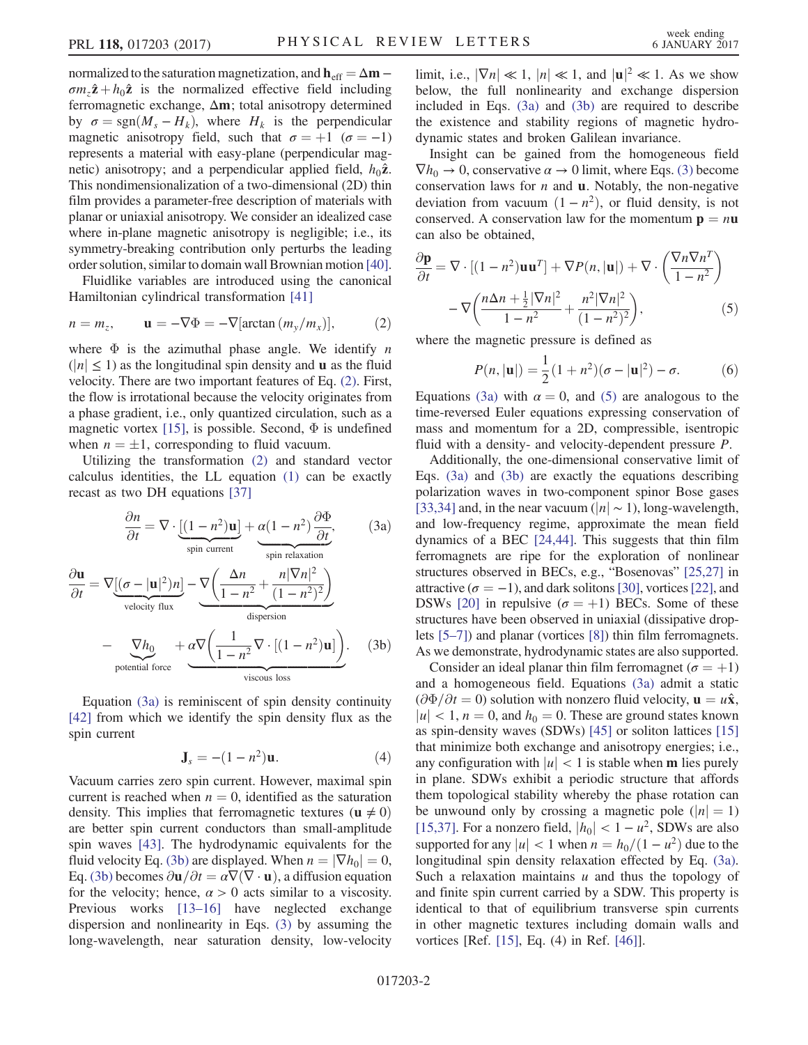normalized to the saturation magnetization, and $\mathbf{h}_{\text{eff}} = \Delta\mathbf{m} - \sigma m_z \hat{\mathbf{z}} + h_0 \hat{\mathbf{z}}$ is the normalized effective field including ferromagnetic exchange, $\Delta\mathbf{m}$; total anisotropy determined by $\sigma = \text{sgn}(M_s - H_k)$, where $H_k$ is the perpendicular magnetic anisotropy field, such that $\sigma = +1$ ($\sigma = -1$) represents a material with easy-plane (perpendicular magnetic) anisotropy; and a perpendicular applied field, $h_0\hat{\mathbf{z}}$. This nondimensionalization of a two-dimensional (2D) thin film provides a parameter-free description of materials with planar or uniaxial anisotropy. We consider an idealized case where in-plane magnetic anisotropy is negligible; i.e., its symmetry-breaking contribution only perturbs the leading order solution, similar to domain wall Brownian motion [40].

Fluidlike variables are introduced using the canonical Hamiltonian cylindrical transformation [41]

$$n = m_z, \qquad \mathbf{u} = -\nabla\Phi = -\nabla[\arctan(m_y/m_x)], \tag{2}$$

where $\Phi$ is the azimuthal phase angle. We identify $n$ ($|n| \leq 1$) as the longitudinal spin density and $\mathbf{u}$ as the fluid velocity. There are two important features of Eq. (2). First, the flow is irrotational because the velocity originates from a phase gradient, i.e., only quantized circulation, such as a magnetic vortex [15], is possible. Second, $\Phi$ is undefined when $n = \pm 1$, corresponding to fluid vacuum.

Utilizing the transformation (2) and standard vector calculus identities, the LL equation (1) can be exactly recast as two DH equations [37]

$$\frac{\partial n}{\partial t} = \nabla \cdot \underbrace{[(1-n^2)\mathbf{u}]}_{\text{spin current}} + \underbrace{\alpha(1-n^2)\frac{\partial \Phi}{\partial t}}_{\text{spin relaxation}}, \tag{3a}$$

$$\frac{\partial \mathbf{u}}{\partial t} = \nabla\underbrace{[(\sigma - |\mathbf{u}|^2)n]}_{\text{velocity flux}} - \underbrace{\nabla\left(\frac{\Delta n}{1-n^2} + \frac{n|\nabla n|^2}{(1-n^2)^2}\right)}_{\text{dispersion}}$$
$$- \underbrace{\nabla h_0}_{\text{potential force}} + \underbrace{\alpha\nabla\left(\frac{1}{1-n^2}\nabla\cdot[(1-n^2)\mathbf{u}]\right)}_{\text{viscous loss}}. \tag{3b}$$

Equation (3a) is reminiscent of spin density continuity [42] from which we identify the spin density flux as the spin current

$$\mathbf{J}_s = -(1-n^2)\mathbf{u}. \tag{4}$$

Vacuum carries zero spin current. However, maximal spin current is reached when $n = 0$, identified as the saturation density. This implies that ferromagnetic textures ($\mathbf{u} \neq 0$) are better spin current conductors than small-amplitude spin waves [43]. The hydrodynamic equivalents for the fluid velocity Eq. (3b) are displayed. When $n = |\nabla h_0| = 0$, Eq. (3b) becomes $\partial\mathbf{u}/\partial t = \alpha\nabla(\nabla\cdot\mathbf{u})$, a diffusion equation for the velocity; hence, $\alpha > 0$ acts similar to a viscosity. Previous works [13–16] have neglected exchange dispersion and nonlinearity in Eqs. (3) by assuming the long-wavelength, near saturation density, low-velocity limit, i.e., $|\nabla n| \ll 1$, $|n| \ll 1$, and $|\mathbf{u}|^2 \ll 1$. As we show below, the full nonlinearity and exchange dispersion included in Eqs. (3a) and (3b) are required to describe the existence and stability regions of magnetic hydrodynamic states and broken Galilean invariance.

Insight can be gained from the homogeneous field $\nabla h_0 \to 0$, conservative $\alpha \to 0$ limit, where Eqs. (3) become conservation laws for $n$ and $\mathbf{u}$. Notably, the non-negative deviation from vacuum $(1 - n^2)$, or fluid density, is not conserved. A conservation law for the momentum $\mathbf{p} = n\mathbf{u}$ can also be obtained,

$$\frac{\partial \mathbf{p}}{\partial t} = \nabla\cdot[(1-n^2)\mathbf{u}\mathbf{u}^T] + \nabla P(n,|\mathbf{u}|) + \nabla\cdot\left(\frac{\nabla n \nabla n^T}{1-n^2}\right)$$
$$- \nabla\left(\frac{n\Delta n + \frac{1}{2}|\nabla n|^2}{1-n^2} + \frac{n^2|\nabla n|^2}{(1-n^2)^2}\right), \tag{5}$$

where the magnetic pressure is defined as

$$P(n,|\mathbf{u}|) = \frac{1}{2}(1+n^2)(\sigma - |\mathbf{u}|^2) - \sigma. \tag{6}$$

Equations (3a) with $\alpha = 0$, and (5) are analogous to the time-reversed Euler equations expressing conservation of mass and momentum for a 2D, compressible, isentropic fluid with a density- and velocity-dependent pressure $P$.

Additionally, the one-dimensional conservative limit of Eqs. (3a) and (3b) are exactly the equations describing polarization waves in two-component spinor Bose gases [33,34] and, in the near vacuum ($|n| \sim 1$), long-wavelength, and low-frequency regime, approximate the mean field dynamics of a BEC [24,44]. This suggests that thin film ferromagnets are ripe for the exploration of nonlinear structures observed in BECs, e.g., "Bosenovas" [25,27] in attractive ($\sigma = -1$), and dark solitons [30], vortices [22], and DSWs [20] in repulsive ($\sigma = +1$) BECs. Some of these structures have been observed in uniaxial (dissipative droplets [5–7]) and planar (vortices [8]) thin film ferromagnets. As we demonstrate, hydrodynamic states are also supported.

Consider an ideal planar thin film ferromagnet ($\sigma = +1$) and a homogeneous field. Equations (3a) admit a static ($\partial\Phi/\partial t = 0$) solution with nonzero fluid velocity, $\mathbf{u} = u\hat{\mathbf{x}}$, $|u| < 1$, $n = 0$, and $h_0 = 0$. These are ground states known as spin-density waves (SDWs) [45] or soliton lattices [15] that minimize both exchange and anisotropy energies; i.e., any configuration with $|u| < 1$ is stable when $\mathbf{m}$ lies purely in plane. SDWs exhibit a periodic structure that affords them topological stability whereby the phase rotation can be unwound only by crossing a magnetic pole ($|n| = 1$) [15,37]. For a nonzero field, $|h_0| < 1 - u^2$, SDWs are also supported for any $|u| < 1$ when $n = h_0/(1-u^2)$ due to the longitudinal spin density relaxation effected by Eq. (3a). Such a relaxation maintains $u$ and thus the topology of and finite spin current carried by a SDW. This property is identical to that of equilibrium transverse spin currents in other magnetic textures including domain walls and vortices [Ref. [15], Eq. (4) in Ref. [46]].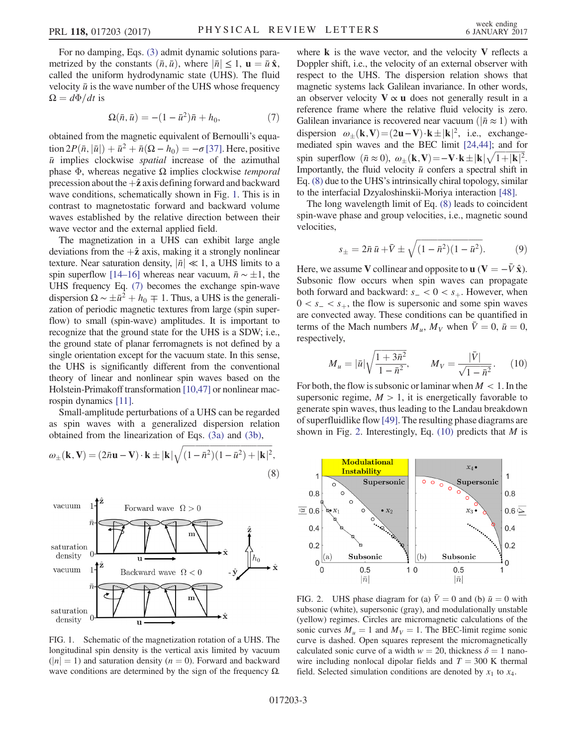For no damping, Eqs. (3) admit dynamic solutions parametrized by the constants $(\bar{n}, \bar{u})$, where $|\bar{n}| \leq 1$, $\mathbf{u} = \bar{u}\,\hat{\mathbf{x}}$, called the uniform hydrodynamic state (UHS). The fluid velocity $\bar{u}$ is the wave number of the UHS whose frequency $\Omega = d\Phi/dt$ is

$$\Omega(\bar{n}, \bar{u}) = -(1 - \bar{u}^2)\bar{n} + h_0, \tag{7}$$

obtained from the magnetic equivalent of Bernoulli's equation $2P(\bar{n}, |\bar{u}|) + \bar{u}^2 + \bar{n}(\Omega - h_0) = -\sigma$ [37]. Here, positive $\bar{u}$ implies clockwise *spatial* increase of the azimuthal phase $\Phi$, whereas negative $\Omega$ implies clockwise *temporal* precession about the $+\hat{\mathbf{z}}$ axis defining forward and backward wave conditions, schematically shown in Fig. 1. This is in contrast to magnetostatic forward and backward volume waves established by the relative direction between their wave vector and the external applied field.

The magnetization in a UHS can exhibit large angle deviations from the $+\hat{\mathbf{z}}$ axis, making it a strongly nonlinear texture. Near saturation density, $|\bar{n}| \ll 1$, a UHS limits to a spin superflow [14–16] whereas near vacuum, $\bar{n} \sim \pm 1$, the UHS frequency Eq. (7) becomes the exchange spin-wave dispersion $\Omega \sim \pm \bar{u}^2 + h_0 \mp 1$. Thus, a UHS is the generalization of periodic magnetic textures from large (spin superflow) to small (spin-wave) amplitudes. It is important to recognize that the ground state for the UHS is a SDW; i.e., the ground state of planar ferromagnets is not defined by a single orientation except for the vacuum state. In this sense, the UHS is significantly different from the conventional theory of linear and nonlinear spin waves based on the Holstein-Primakoff transformation [10,47] or nonlinear macrospin dynamics [11].

Small-amplitude perturbations of a UHS can be regarded as spin waves with a generalized dispersion relation obtained from the linearization of Eqs. (3a) and (3b),

$$\omega_{\pm}(\mathbf{k}, \mathbf{V}) = (2\bar{n}\mathbf{u} - \mathbf{V}) \cdot \mathbf{k} \pm |\mathbf{k}|\sqrt{(1 - \bar{n}^2)(1 - \bar{u}^2) + |\mathbf{k}|^2}, \tag{8}$$

FIG. 1. Schematic of the magnetization rotation of a UHS. The longitudinal spin density is the vertical axis limited by vacuum ($|n| = 1$) and saturation density ($n = 0$). Forward and backward wave conditions are determined by the sign of the frequency $\Omega$.

where $\mathbf{k}$ is the wave vector, and the velocity $\mathbf{V}$ reflects a Doppler shift, i.e., the velocity of an external observer with respect to the UHS. The dispersion relation shows that magnetic systems lack Galilean invariance. In other words, an observer velocity $\mathbf{V} \propto \mathbf{u}$ does not generally result in a reference frame where the relative fluid velocity is zero. Galilean invariance is recovered near vacuum ($|\bar{n} \approx 1$) with dispersion $\omega_{\pm}(\mathbf{k}, \mathbf{V}) = (2\mathbf{u} - \mathbf{V}) \cdot \mathbf{k} \pm |\mathbf{k}|^2$, i.e., exchange-mediated spin waves and the BEC limit [24,44]; and for spin superflow ($\bar{n} \approx 0$), $\omega_{\pm}(\mathbf{k}, \mathbf{V}) = -\mathbf{V} \cdot \mathbf{k} \pm |\mathbf{k}|\sqrt{1 + |\mathbf{k}|^2}$. Importantly, the fluid velocity $\bar{u}$ confers a spectral shift in Eq. (8) due to the UHS's intrinsically chiral topology, similar to the interfacial Dzyaloshinskii-Moriya interaction [48].

The long wavelength limit of Eq. (8) leads to coincident spin-wave phase and group velocities, i.e., magnetic sound velocities,

$$s_{\pm} = 2\bar{n}\,\bar{u} + \bar{V} \pm \sqrt{(1 - \bar{n}^2)(1 - \bar{u}^2)}. \tag{9}$$

Here, we assume $\mathbf{V}$ collinear and opposite to $\mathbf{u}$ ($\mathbf{V} = -\bar{V}\,\hat{\mathbf{x}}$). Subsonic flow occurs when spin waves can propagate both forward and backward: $s_- < 0 < s_+$. However, when $0 < s_- < s_+$, the flow is supersonic and some spin waves are convected away. These conditions can be quantified in terms of the Mach numbers $M_u$, $M_V$ when $\bar{V} = 0$, $\bar{u} = 0$, respectively,

$$M_u = |\bar{u}|\sqrt{\frac{1 + 3\bar{n}^2}{1 - \bar{n}^2}}, \qquad M_V = \frac{|\bar{V}|}{\sqrt{1 - \bar{n}^2}}. \tag{10}$$

For both, the flow is subsonic or laminar when $M < 1$. In the supersonic regime, $M > 1$, it is energetically favorable to generate spin waves, thus leading to the Landau breakdown of superfluidlike flow [49]. The resulting phase diagrams are shown in Fig. 2. Interestingly, Eq. (10) predicts that $M$ is

FIG. 2. UHS phase diagram for (a) $\bar{V} = 0$ and (b) $\bar{u} = 0$ with subsonic (white), supersonic (gray), and modulationally unstable (yellow) regimes. Circles are micromagnetic calculations of the sonic curves $M_u = 1$ and $M_V = 1$. The BEC-limit regime sonic curve is dashed. Open squares represent the micromagnetically calculated sonic curve of a width $w = 20$, thickness $\delta = 1$ nanowire including nonlocal dipolar fields and $T = 300$ K thermal field. Selected simulation conditions are denoted by $x_1$ to $x_4$.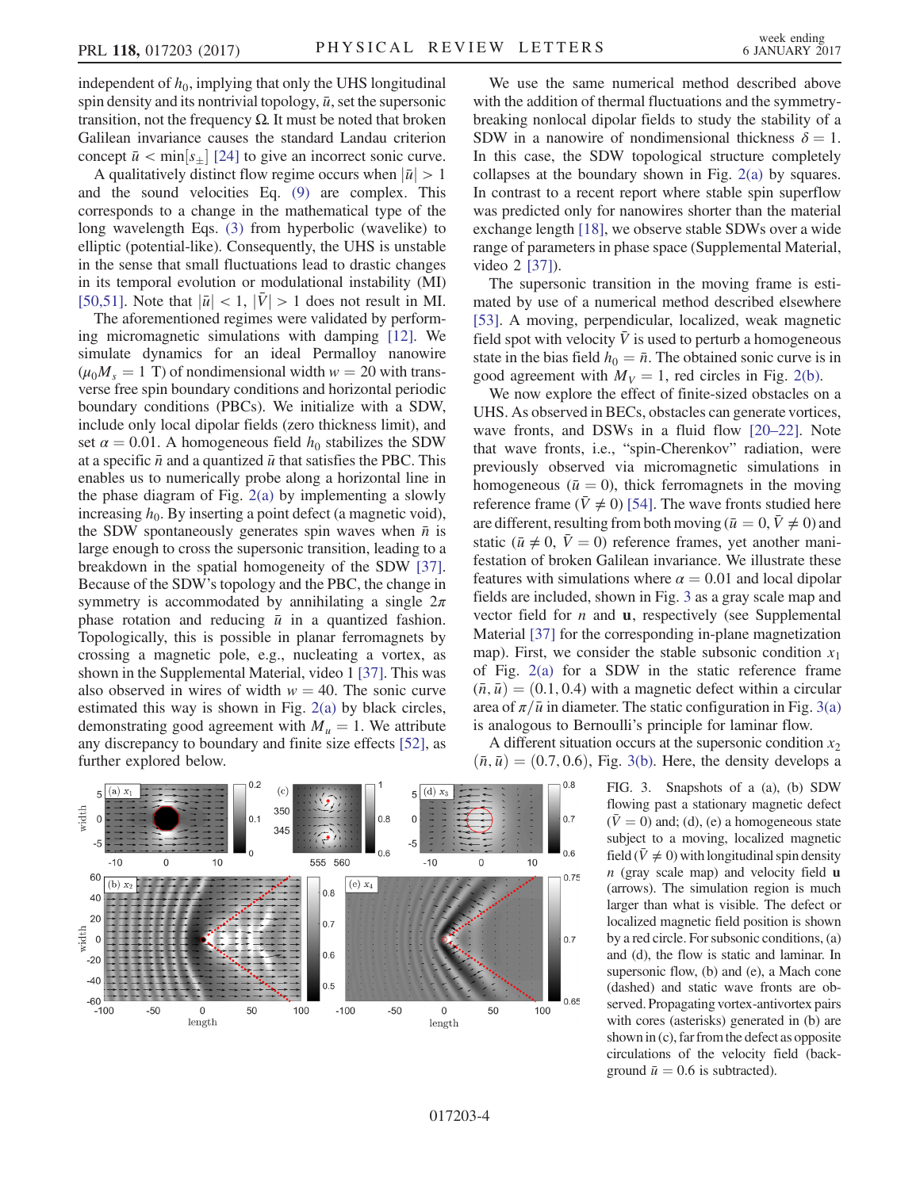independent of $h_0$, implying that only the UHS longitudinal spin density and its nontrivial topology, $\bar{u}$, set the supersonic transition, not the frequency $\Omega$. It must be noted that broken Galilean invariance causes the standard Landau criterion concept $\bar{u} < \min[s_\pm]$ [24] to give an incorrect sonic curve.

A qualitatively distinct flow regime occurs when $|\bar{u}| > 1$ and the sound velocities Eq. (9) are complex. This corresponds to a change in the mathematical type of the long wavelength Eqs. (3) from hyperbolic (wavelike) to elliptic (potential-like). Consequently, the UHS is unstable in the sense that small fluctuations lead to drastic changes in its temporal evolution or modulational instability (MI) [50,51]. Note that $|\bar{u}| < 1$, $|\bar{V}| > 1$ does not result in MI.

The aforementioned regimes were validated by performing micromagnetic simulations with damping [12]. We simulate dynamics for an ideal Permalloy nanowire ($\mu_0 M_s = 1$ T) of nondimensional width $w = 20$ with transverse free spin boundary conditions and horizontal periodic boundary conditions (PBCs). We initialize with a SDW, include only local dipolar fields (zero thickness limit), and set $\alpha = 0.01$. A homogeneous field $h_0$ stabilizes the SDW at a specific $\bar{n}$ and a quantized $\bar{u}$ that satisfies the PBC. This enables us to numerically probe along a horizontal line in the phase diagram of Fig. 2(a) by implementing a slowly increasing $h_0$. By inserting a point defect (a magnetic void), the SDW spontaneously generates spin waves when $\bar{n}$ is large enough to cross the supersonic transition, leading to a breakdown in the spatial homogeneity of the SDW [37]. Because of the SDW's topology and the PBC, the change in symmetry is accommodated by annihilating a single $2\pi$ phase rotation and reducing $\bar{u}$ in a quantized fashion. Topologically, this is possible in planar ferromagnets by crossing a magnetic pole, e.g., nucleating a vortex, as shown in the Supplemental Material, video 1 [37]. This was also observed in wires of width $w = 40$. The sonic curve estimated this way is shown in Fig. 2(a) by black circles, demonstrating good agreement with $M_u = 1$. We attribute any discrepancy to boundary and finite size effects [52], as further explored below.

We use the same numerical method described above with the addition of thermal fluctuations and the symmetry-breaking nonlocal dipolar fields to study the stability of a SDW in a nanowire of nondimensional thickness $\delta = 1$. In this case, the SDW topological structure completely collapses at the boundary shown in Fig. 2(a) by squares. In contrast to a recent report where stable spin superflow was predicted only for nanowires shorter than the material exchange length [18], we observe stable SDWs over a wide range of parameters in phase space (Supplemental Material, video 2 [37]).

The supersonic transition in the moving frame is estimated by use of a numerical method described elsewhere [53]. A moving, perpendicular, localized, weak magnetic field spot with velocity $\bar{V}$ is used to perturb a homogeneous state in the bias field $h_0 = \bar{n}$. The obtained sonic curve is in good agreement with $M_V = 1$, red circles in Fig. 2(b).

We now explore the effect of finite-sized obstacles on a UHS. As observed in BECs, obstacles can generate vortices, wave fronts, and DSWs in a fluid flow [20–22]. Note that wave fronts, i.e., "spin-Cherenkov" radiation, were previously observed via micromagnetic simulations in homogeneous ($\bar{u} = 0$), thick ferromagnets in the moving reference frame ($\bar{V} \neq 0$) [54]. The wave fronts studied here are different, resulting from both moving ($\bar{u} = 0$, $\bar{V} \neq 0$) and static ($\bar{u} \neq 0$, $\bar{V} = 0$) reference frames, yet another manifestation of broken Galilean invariance. We illustrate these features with simulations where $\alpha = 0.01$ and local dipolar fields are included, shown in Fig. 3 as a gray scale map and vector field for $n$ and $\mathbf{u}$, respectively (see Supplemental Material [37] for the corresponding in-plane magnetization map). First, we consider the stable subsonic condition $x_1$ of Fig. 2(a) for a SDW in the static reference frame $(\bar{n}, \bar{u}) = (0.1, 0.4)$ with a magnetic defect within a circular area of $\pi/\bar{u}$ in diameter. The static configuration in Fig. 3(a) is analogous to Bernoulli's principle for laminar flow.

A different situation occurs at the supersonic condition $x_2$ $(\bar{n}, \bar{u}) = (0.7, 0.6)$, Fig. 3(b). Here, the density develops a

FIG. 3. Snapshots of a (a), (b) SDW flowing past a stationary magnetic defect ($\bar{V} = 0$) and; (d), (e) a homogeneous state subject to a moving, localized magnetic field ($\bar{V} \neq 0$) with longitudinal spin density $n$ (gray scale map) and velocity field $\mathbf{u}$ (arrows). The simulation region is much larger than what is visible. The defect or localized magnetic field position is shown by a red circle. For subsonic conditions, (a) and (d), the flow is static and laminar. In supersonic flow, (b) and (e), a Mach cone (dashed) and static wave fronts are observed. Propagating vortex-antivortex pairs with cores (asterisks) generated in (b) are shown in (c), far from the defect as opposite circulations of the velocity field (background $\bar{u} = 0.6$ is subtracted).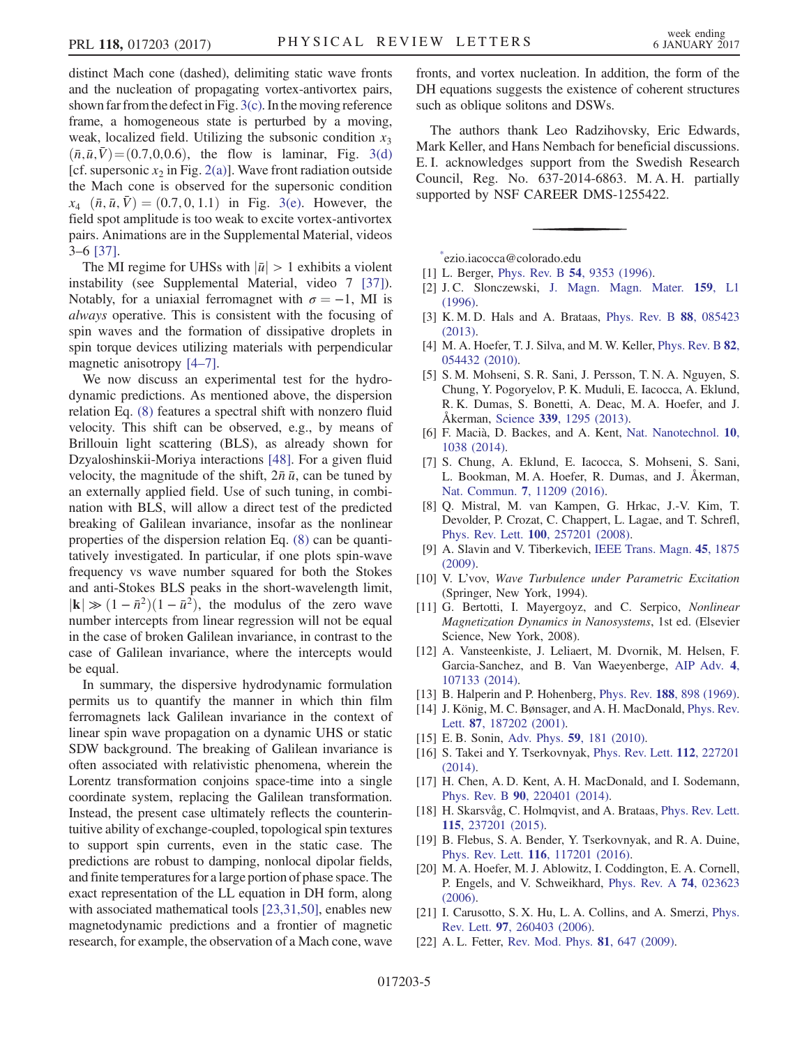distinct Mach cone (dashed), delimiting static wave fronts and the nucleation of propagating vortex-antivortex pairs, shown far from the defect in Fig. 3(c). In the moving reference frame, a homogeneous state is perturbed by a moving, weak, localized field. Utilizing the subsonic condition $x_3$ $(\bar{n}, \bar{u}, \bar{V}) = (0.7, 0, 0.6)$, the flow is laminar, Fig. 3(d) [cf. supersonic $x_2$ in Fig. 2(a)]. Wave front radiation outside the Mach cone is observed for the supersonic condition $x_4$ $(\bar{n}, \bar{u}, \bar{V}) = (0.7, 0, 1.1)$ in Fig. 3(e). However, the field spot amplitude is too weak to excite vortex-antivortex pairs. Animations are in the Supplemental Material, videos 3–6 [37].

The MI regime for UHSs with $|\bar{u}| > 1$ exhibits a violent instability (see Supplemental Material, video 7 [37]). Notably, for a uniaxial ferromagnet with $\sigma = -1$, MI is *always* operative. This is consistent with the focusing of spin waves and the formation of dissipative droplets in spin torque devices utilizing materials with perpendicular magnetic anisotropy [4–7].

We now discuss an experimental test for the hydrodynamic predictions. As mentioned above, the dispersion relation Eq. (8) features a spectral shift with nonzero fluid velocity. This shift can be observed, e.g., by means of Brillouin light scattering (BLS), as already shown for Dzyaloshinskii-Moriya interactions [48]. For a given fluid velocity, the magnitude of the shift, $2\bar{n}\,\bar{u}$, can be tuned by an externally applied field. Use of such tuning, in combination with BLS, will allow a direct test of the predicted breaking of Galilean invariance, insofar as the nonlinear properties of the dispersion relation Eq. (8) can be quantitatively investigated. In particular, if one plots spin-wave frequency vs wave number squared for both the Stokes and anti-Stokes BLS peaks in the short-wavelength limit, $|\mathbf{k}| \gg (1 - \bar{n}^2)(1 - \bar{u}^2)$, the modulus of the zero wave number intercepts from linear regression will not be equal in the case of broken Galilean invariance, in contrast to the case of Galilean invariance, where the intercepts would be equal.

In summary, the dispersive hydrodynamic formulation permits us to quantify the manner in which thin film ferromagnets lack Galilean invariance in the context of linear spin wave propagation on a dynamic UHS or static SDW background. The breaking of Galilean invariance is often associated with relativistic phenomena, wherein the Lorentz transformation conjoins space-time into a single coordinate system, replacing the Galilean transformation. Instead, the present case ultimately reflects the counterintuitive ability of exchange-coupled, topological spin textures to support spin currents, even in the static case. The predictions are robust to damping, nonlocal dipolar fields, and finite temperatures for a large portion of phase space. The exact representation of the LL equation in DH form, along with associated mathematical tools [23,31,50], enables new magnetodynamic predictions and a frontier of magnetic research, for example, the observation of a Mach cone, wave fronts, and vortex nucleation. In addition, the form of the DH equations suggests the existence of coherent structures such as oblique solitons and DSWs.

The authors thank Leo Radzihovsky, Eric Edwards, Mark Keller, and Hans Nembach for beneficial discussions. E. I. acknowledges support from the Swedish Research Council, Reg. No. 637-2014-6863. M. A. H. partially supported by NSF CAREER DMS-1255422.

---

*ezio.iacocca@colorado.edu

[1] L. Berger, Phys. Rev. B **54**, 9353 (1996).

[2] J. C. Slonczewski, J. Magn. Magn. Mater. **159**, L1 (1996).

[3] K. M. D. Hals and A. Brataas, Phys. Rev. B **88**, 085423 (2013).

[4] M. A. Hoefer, T. J. Silva, and M. W. Keller, Phys. Rev. B **82**, 054432 (2010).

[5] S. M. Mohseni, S. R. Sani, J. Persson, T. N. A. Nguyen, S. Chung, Y. Pogoryelov, P. K. Muduli, E. Iacocca, A. Eklund, R. K. Dumas, S. Bonetti, A. Deac, M. A. Hoefer, and J. Åkerman, Science **339**, 1295 (2013).

[6] F. Macià, D. Backes, and A. Kent, Nat. Nanotechnol. **10**, 1038 (2014).

[7] S. Chung, A. Eklund, E. Iacocca, S. Mohseni, S. Sani, L. Bookman, M. A. Hoefer, R. Dumas, and J. Åkerman, Nat. Commun. **7**, 11209 (2016).

[8] Q. Mistral, M. van Kampen, G. Hrkac, J.-V. Kim, T. Devolder, P. Crozat, C. Chappert, L. Lagae, and T. Schrefl, Phys. Rev. Lett. **100**, 257201 (2008).

[9] A. Slavin and V. Tiberkevich, IEEE Trans. Magn. **45**, 1875 (2009).

[10] V. L'vov, *Wave Turbulence under Parametric Excitation* (Springer, New York, 1994).

[11] G. Bertotti, I. Mayergoyz, and C. Serpico, *Nonlinear Magnetization Dynamics in Nanosystems*, 1st ed. (Elsevier Science, New York, 2008).

[12] A. Vansteenkiste, J. Leliaert, M. Dvornik, M. Helsen, F. Garcia-Sanchez, and B. Van Waeyenberge, AIP Adv. **4**, 107133 (2014).

[13] B. Halperin and P. Hohenberg, Phys. Rev. **188**, 898 (1969).

[14] J. König, M. C. Bønsager, and A. H. MacDonald, Phys. Rev. Lett. **87**, 187202 (2001).

[15] E. B. Sonin, Adv. Phys. **59**, 181 (2010).

[16] S. Takei and Y. Tserkovnyak, Phys. Rev. Lett. **112**, 227201 (2014).

[17] H. Chen, A. D. Kent, A. H. MacDonald, and I. Sodemann, Phys. Rev. B **90**, 220401 (2014).

[18] H. Skarsvåg, C. Holmqvist, and A. Brataas, Phys. Rev. Lett. **115**, 237201 (2015).

[19] B. Flebus, S. A. Bender, Y. Tserkovnyak, and R. A. Duine, Phys. Rev. Lett. **116**, 117201 (2016).

[20] M. A. Hoefer, M. J. Ablowitz, I. Coddington, E. A. Cornell, P. Engels, and V. Schweikhard, Phys. Rev. A **74**, 023623 (2006).

[21] I. Carusotto, S. X. Hu, L. A. Collins, and A. Smerzi, Phys. Rev. Lett. **97**, 260403 (2006).

[22] A. L. Fetter, Rev. Mod. Phys. **81**, 647 (2009).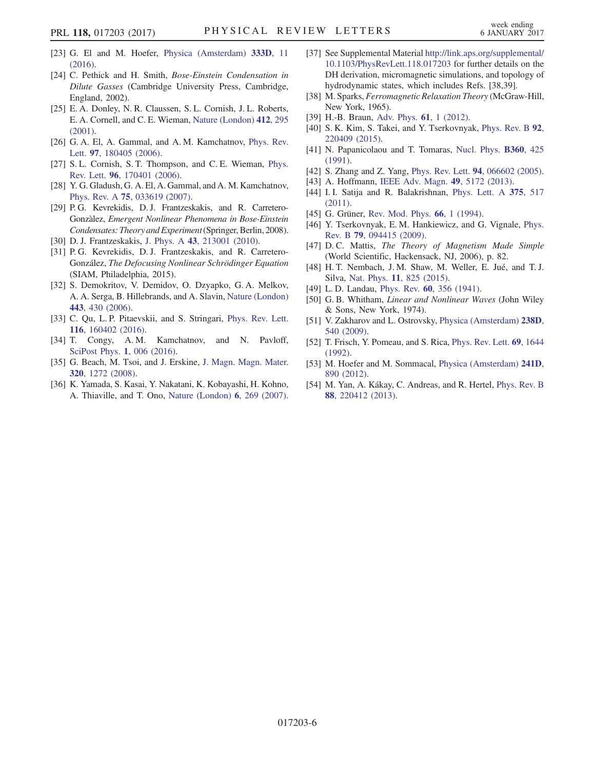[23] G. El and M. Hoefer, Physica (Amsterdam) **333D**, 11 (2016).

[24] C. Pethick and H. Smith, *Bose-Einstein Condensation in Dilute Gasses* (Cambridge University Press, Cambridge, England, 2002).

[25] E. A. Donley, N. R. Claussen, S. L. Cornish, J. L. Roberts, E. A. Cornell, and C. E. Wieman, Nature (London) **412**, 295 (2001).

[26] G. A. El, A. Gammal, and A. M. Kamchatnov, Phys. Rev. Lett. **97**, 180405 (2006).

[27] S. L. Cornish, S. T. Thompson, and C. E. Wieman, Phys. Rev. Lett. **96**, 170401 (2006).

[28] Y. G. Gladush, G. A. El, A. Gammal, and A. M. Kamchatnov, Phys. Rev. A **75**, 033619 (2007).

[29] P. G. Kevrekidis, D. J. Frantzeskakis, and R. Carretero-Gonzàlez, *Emergent Nonlinear Phenomena in Bose-Einstein Condensates: Theory and Experiment* (Springer, Berlin, 2008).

[30] D. J. Frantzeskakis, J. Phys. A **43**, 213001 (2010).

[31] P. G. Kevrekidis, D. J. Frantzeskakis, and R. Carretero-González, *The Defocusing Nonlinear Schrödinger Equation* (SIAM, Philadelphia, 2015).

[32] S. Demokritov, V. Demidov, O. Dzyapko, G. A. Melkov, A. A. Serga, B. Hillebrands, and A. Slavin, Nature (London) **443**, 430 (2006).

[33] C. Qu, L. P. Pitaevskii, and S. Stringari, Phys. Rev. Lett. **116**, 160402 (2016).

[34] T. Congy, A. M. Kamchatnov, and N. Pavloff, SciPost Phys. **1**, 006 (2016).

[35] G. Beach, M. Tsoi, and J. Erskine, J. Magn. Magn. Mater. **320**, 1272 (2008).

[36] K. Yamada, S. Kasai, Y. Nakatani, K. Kobayashi, H. Kohno, A. Thiaville, and T. Ono, Nature (London) **6**, 269 (2007).

[37] See Supplemental Material http://link.aps.org/supplemental/10.1103/PhysRevLett.118.017203 for further details on the DH derivation, micromagnetic simulations, and topology of hydrodynamic states, which includes Refs. [38,39].

[38] M. Sparks, *Ferromagnetic Relaxation Theory* (McGraw-Hill, New York, 1965).

[39] H.-B. Braun, Adv. Phys. **61**, 1 (2012).

[40] S. K. Kim, S. Takei, and Y. Tserkovnyak, Phys. Rev. B **92**, 220409 (2015).

[41] N. Papanicolaou and T. Tomaras, Nucl. Phys. **B360**, 425 (1991).

[42] S. Zhang and Z. Yang, Phys. Rev. Lett. **94**, 066602 (2005).

[43] A. Hoffmann, IEEE Adv. Magn. **49**, 5172 (2013).

[44] I. I. Satija and R. Balakrishnan, Phys. Lett. A **375**, 517 (2011).

[45] G. Grüner, Rev. Mod. Phys. **66**, 1 (1994).

[46] Y. Tserkovnyak, E. M. Hankiewicz, and G. Vignale, Phys. Rev. B **79**, 094415 (2009).

[47] D. C. Mattis, *The Theory of Magnetism Made Simple* (World Scientific, Hackensack, NJ, 2006), p. 82.

[48] H. T. Nembach, J. M. Shaw, M. Weller, E. Jué, and T. J. Silva, Nat. Phys. **11**, 825 (2015).

[49] L. D. Landau, Phys. Rev. **60**, 356 (1941).

[50] G. B. Whitham, *Linear and Nonlinear Waves* (John Wiley & Sons, New York, 1974).

[51] V. Zakharov and L. Ostrovsky, Physica (Amsterdam) **238D**, 540 (2009).

[52] T. Frisch, Y. Pomeau, and S. Rica, Phys. Rev. Lett. **69**, 1644 (1992).

[53] M. Hoefer and M. Sommacal, Physica (Amsterdam) **241D**, 890 (2012).

[54] M. Yan, A. Kákay, C. Andreas, and R. Hertel, Phys. Rev. B **88**, 220412 (2013).